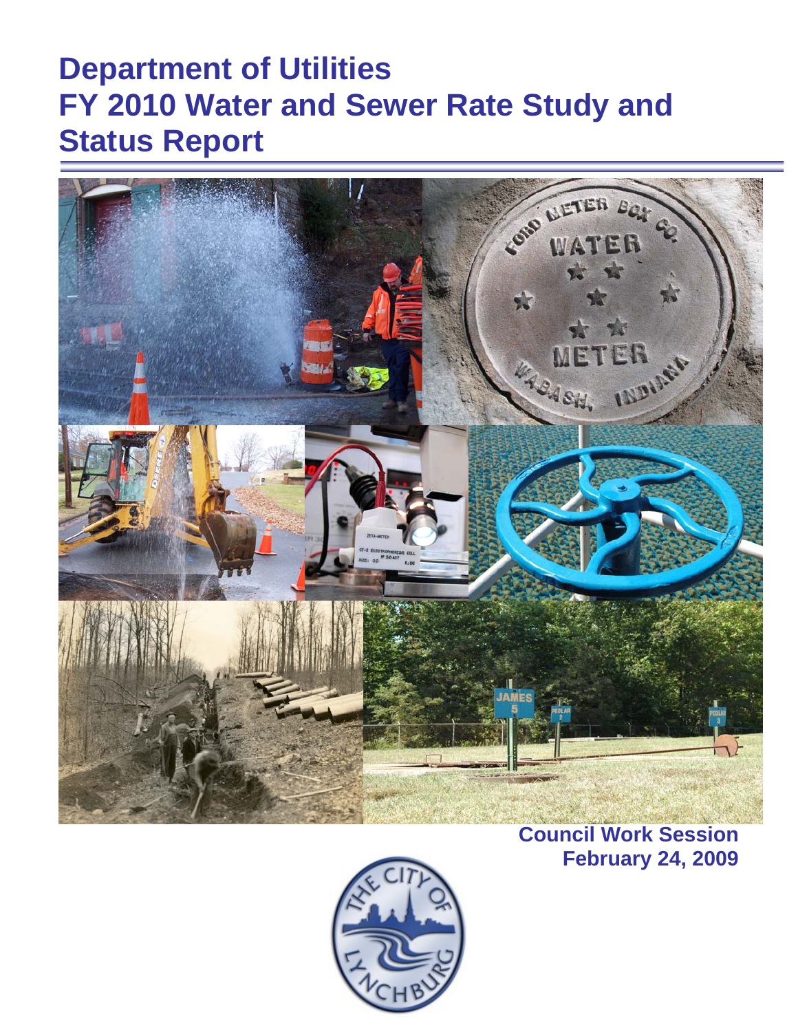# Department of Utilities FY 2010 Water and Sewer Rate Study and Status Report

**Council Work Session**
**February 24, 2009**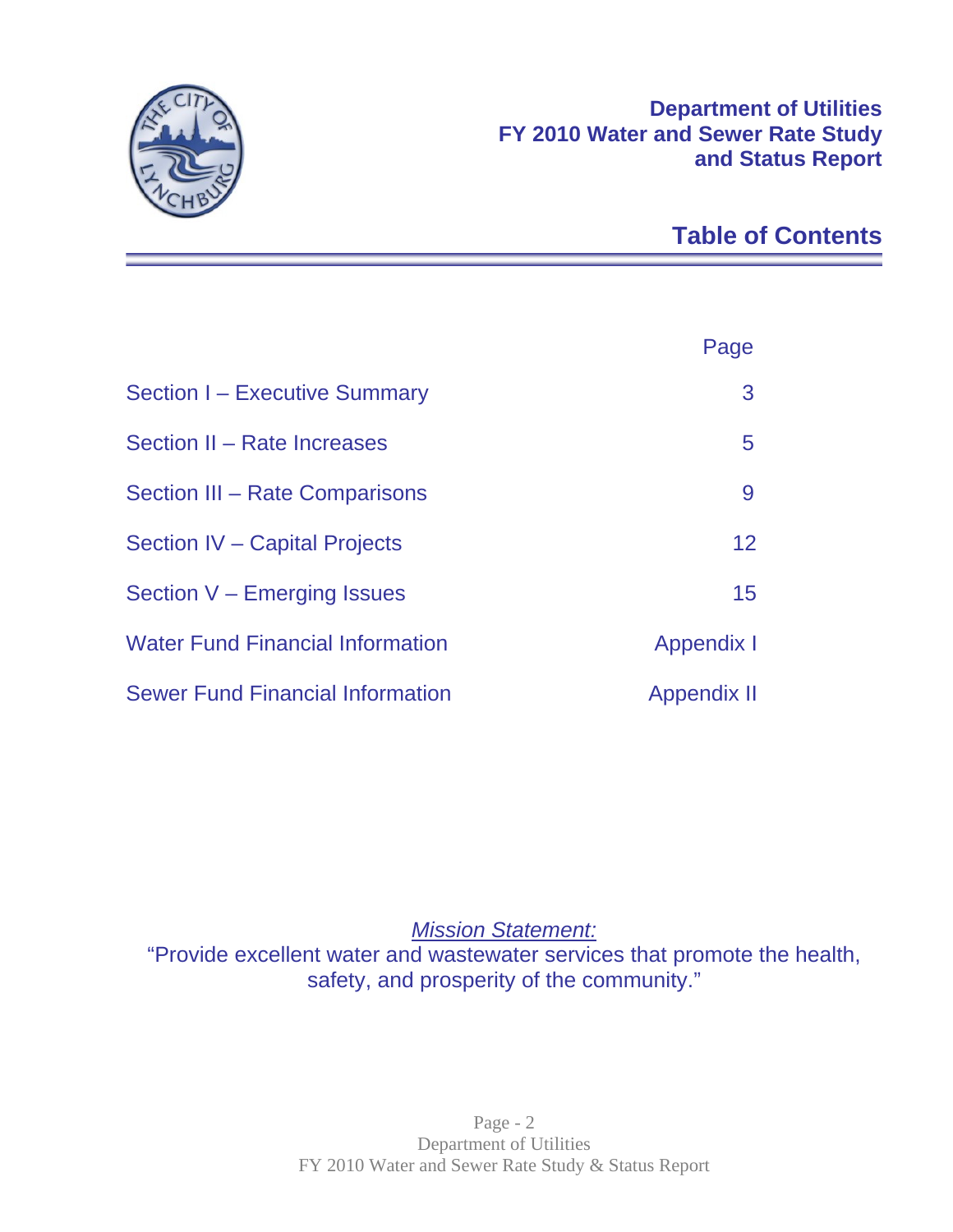**Department of Utilities**
**FY 2010 Water and Sewer Rate Study and Status Report**

## Table of Contents

| | Page |
|---|---|
| Section I – Executive Summary | 3 |
| Section II – Rate Increases | 5 |
| Section III – Rate Comparisons | 9 |
| Section IV – Capital Projects | 12 |
| Section V – Emerging Issues | 15 |
| Water Fund Financial Information | Appendix I |
| Sewer Fund Financial Information | Appendix II |

*Mission Statement:*
"Provide excellent water and wastewater services that promote the health, safety, and prosperity of the community."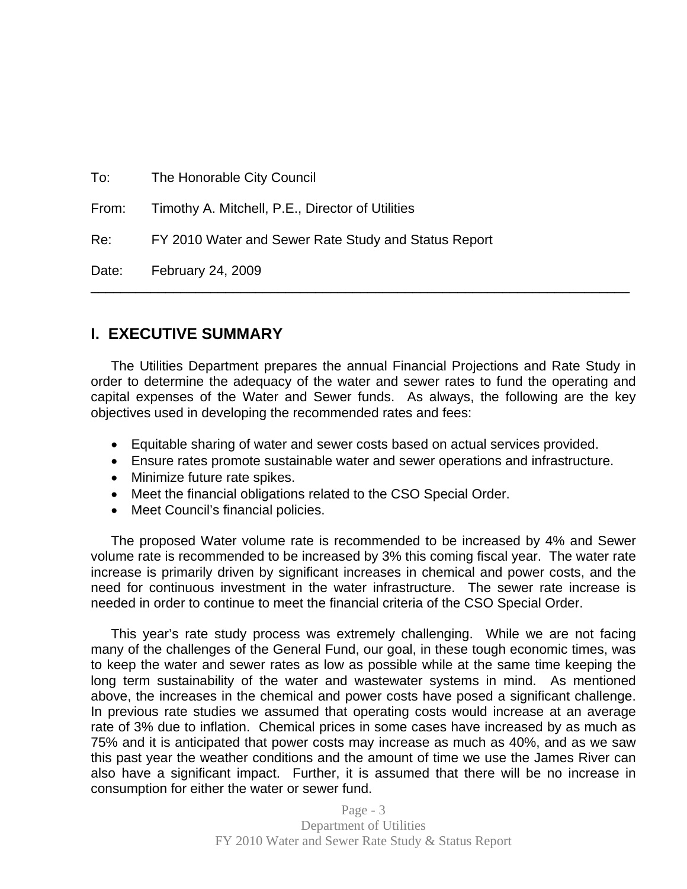To: The Honorable City Council

From: Timothy A. Mitchell, P.E., Director of Utilities

Re: FY 2010 Water and Sewer Rate Study and Status Report

Date: February 24, 2009

---

## I. EXECUTIVE SUMMARY

The Utilities Department prepares the annual Financial Projections and Rate Study in order to determine the adequacy of the water and sewer rates to fund the operating and capital expenses of the Water and Sewer funds. As always, the following are the key objectives used in developing the recommended rates and fees:

- Equitable sharing of water and sewer costs based on actual services provided.
- Ensure rates promote sustainable water and sewer operations and infrastructure.
- Minimize future rate spikes.
- Meet the financial obligations related to the CSO Special Order.
- Meet Council's financial policies.

The proposed Water volume rate is recommended to be increased by 4% and Sewer volume rate is recommended to be increased by 3% this coming fiscal year. The water rate increase is primarily driven by significant increases in chemical and power costs, and the need for continuous investment in the water infrastructure. The sewer rate increase is needed in order to continue to meet the financial criteria of the CSO Special Order.

This year's rate study process was extremely challenging. While we are not facing many of the challenges of the General Fund, our goal, in these tough economic times, was to keep the water and sewer rates as low as possible while at the same time keeping the long term sustainability of the water and wastewater systems in mind. As mentioned above, the increases in the chemical and power costs have posed a significant challenge. In previous rate studies we assumed that operating costs would increase at an average rate of 3% due to inflation. Chemical prices in some cases have increased by as much as 75% and it is anticipated that power costs may increase as much as 40%, and as we saw this past year the weather conditions and the amount of time we use the James River can also have a significant impact. Further, it is assumed that there will be no increase in consumption for either the water or sewer fund.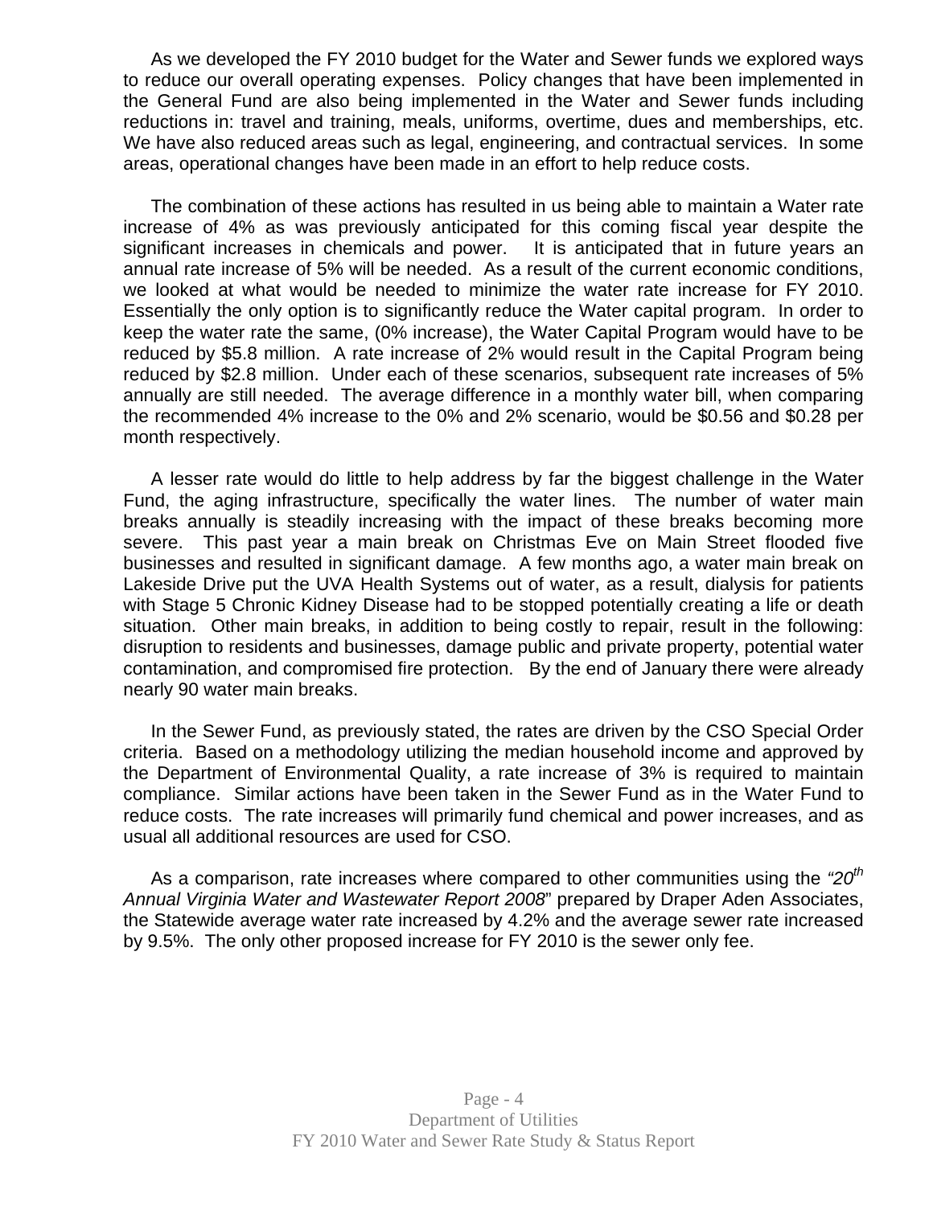As we developed the FY 2010 budget for the Water and Sewer funds we explored ways to reduce our overall operating expenses. Policy changes that have been implemented in the General Fund are also being implemented in the Water and Sewer funds including reductions in: travel and training, meals, uniforms, overtime, dues and memberships, etc. We have also reduced areas such as legal, engineering, and contractual services. In some areas, operational changes have been made in an effort to help reduce costs.

The combination of these actions has resulted in us being able to maintain a Water rate increase of 4% as was previously anticipated for this coming fiscal year despite the significant increases in chemicals and power. It is anticipated that in future years an annual rate increase of 5% will be needed. As a result of the current economic conditions, we looked at what would be needed to minimize the water rate increase for FY 2010. Essentially the only option is to significantly reduce the Water capital program. In order to keep the water rate the same, (0% increase), the Water Capital Program would have to be reduced by $5.8 million. A rate increase of 2% would result in the Capital Program being reduced by $2.8 million. Under each of these scenarios, subsequent rate increases of 5% annually are still needed. The average difference in a monthly water bill, when comparing the recommended 4% increase to the 0% and 2% scenario, would be $0.56 and $0.28 per month respectively.

A lesser rate would do little to help address by far the biggest challenge in the Water Fund, the aging infrastructure, specifically the water lines. The number of water main breaks annually is steadily increasing with the impact of these breaks becoming more severe. This past year a main break on Christmas Eve on Main Street flooded five businesses and resulted in significant damage. A few months ago, a water main break on Lakeside Drive put the UVA Health Systems out of water, as a result, dialysis for patients with Stage 5 Chronic Kidney Disease had to be stopped potentially creating a life or death situation. Other main breaks, in addition to being costly to repair, result in the following: disruption to residents and businesses, damage public and private property, potential water contamination, and compromised fire protection. By the end of January there were already nearly 90 water main breaks.

In the Sewer Fund, as previously stated, the rates are driven by the CSO Special Order criteria. Based on a methodology utilizing the median household income and approved by the Department of Environmental Quality, a rate increase of 3% is required to maintain compliance. Similar actions have been taken in the Sewer Fund as in the Water Fund to reduce costs. The rate increases will primarily fund chemical and power increases, and as usual all additional resources are used for CSO.

As a comparison, rate increases where compared to other communities using the *"20th Annual Virginia Water and Wastewater Report 2008*" prepared by Draper Aden Associates, the Statewide average water rate increased by 4.2% and the average sewer rate increased by 9.5%. The only other proposed increase for FY 2010 is the sewer only fee.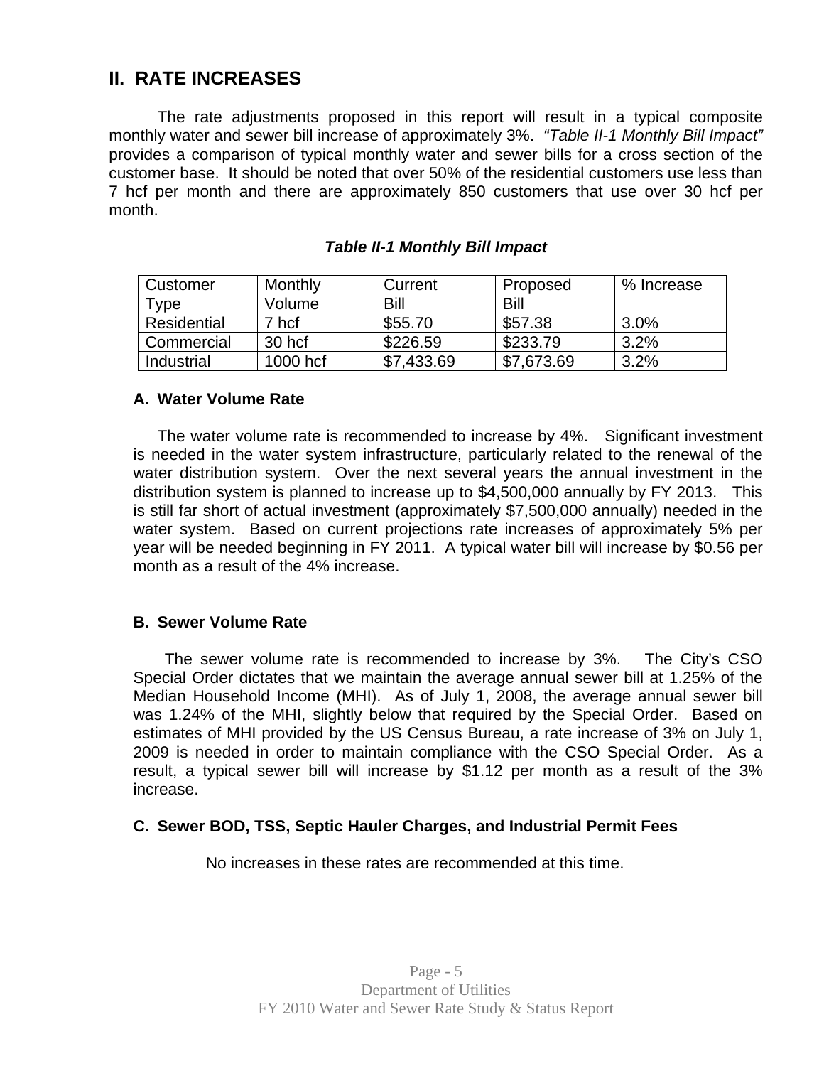## II. RATE INCREASES

The rate adjustments proposed in this report will result in a typical composite monthly water and sewer bill increase of approximately 3%. *"Table II-1 Monthly Bill Impact"* provides a comparison of typical monthly water and sewer bills for a cross section of the customer base. It should be noted that over 50% of the residential customers use less than 7 hcf per month and there are approximately 850 customers that use over 30 hcf per month.

***Table II-1 Monthly Bill Impact***

| Customer Type | Monthly Volume | Current Bill | Proposed Bill | % Increase |
|---|---|---|---|---|
| Residential | 7 hcf | $55.70 | $57.38 | 3.0% |
| Commercial | 30 hcf | $226.59 | $233.79 | 3.2% |
| Industrial | 1000 hcf | $7,433.69 | $7,673.69 | 3.2% |

### A. Water Volume Rate

The water volume rate is recommended to increase by 4%. Significant investment is needed in the water system infrastructure, particularly related to the renewal of the water distribution system. Over the next several years the annual investment in the distribution system is planned to increase up to $4,500,000 annually by FY 2013. This is still far short of actual investment (approximately $7,500,000 annually) needed in the water system. Based on current projections rate increases of approximately 5% per year will be needed beginning in FY 2011. A typical water bill will increase by $0.56 per month as a result of the 4% increase.

### B. Sewer Volume Rate

The sewer volume rate is recommended to increase by 3%. The City's CSO Special Order dictates that we maintain the average annual sewer bill at 1.25% of the Median Household Income (MHI). As of July 1, 2008, the average annual sewer bill was 1.24% of the MHI, slightly below that required by the Special Order. Based on estimates of MHI provided by the US Census Bureau, a rate increase of 3% on July 1, 2009 is needed in order to maintain compliance with the CSO Special Order. As a result, a typical sewer bill will increase by $1.12 per month as a result of the 3% increase.

### C. Sewer BOD, TSS, Septic Hauler Charges, and Industrial Permit Fees

No increases in these rates are recommended at this time.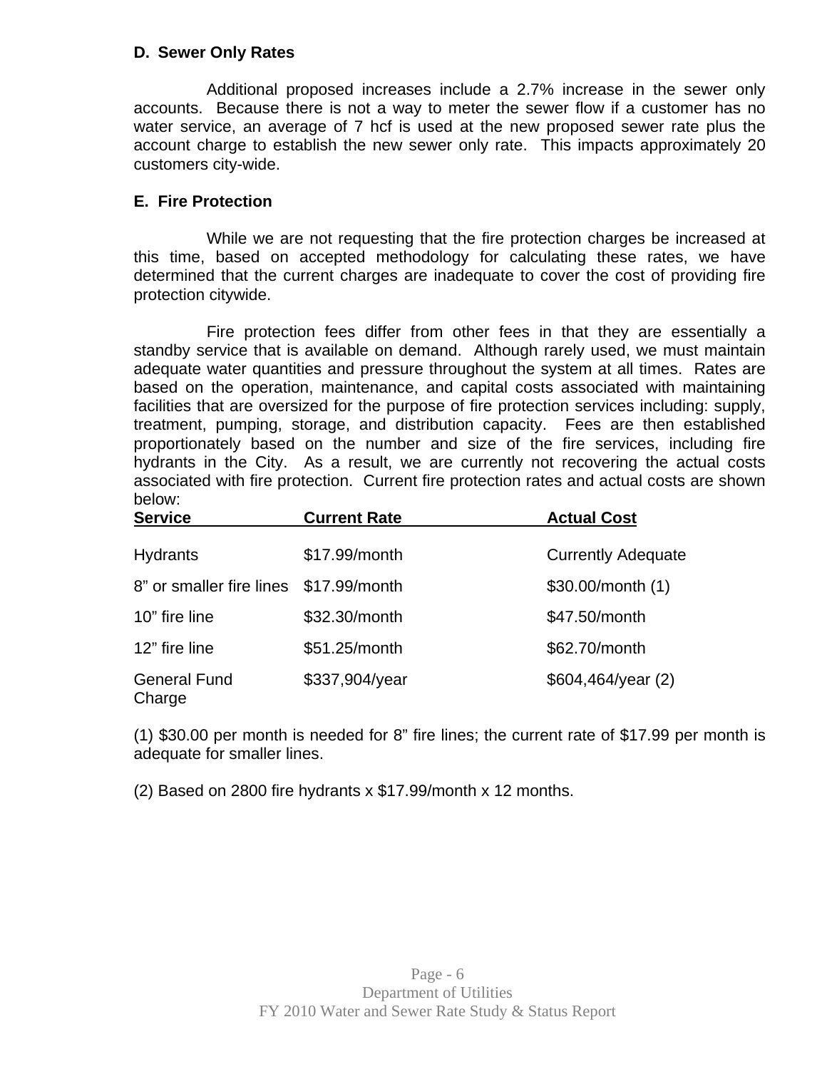### D. Sewer Only Rates

Additional proposed increases include a 2.7% increase in the sewer only accounts. Because there is not a way to meter the sewer flow if a customer has no water service, an average of 7 hcf is used at the new proposed sewer rate plus the account charge to establish the new sewer only rate. This impacts approximately 20 customers city-wide.

### E. Fire Protection

While we are not requesting that the fire protection charges be increased at this time, based on accepted methodology for calculating these rates, we have determined that the current charges are inadequate to cover the cost of providing fire protection citywide.

Fire protection fees differ from other fees in that they are essentially a standby service that is available on demand. Although rarely used, we must maintain adequate water quantities and pressure throughout the system at all times. Rates are based on the operation, maintenance, and capital costs associated with maintaining facilities that are oversized for the purpose of fire protection services including: supply, treatment, pumping, storage, and distribution capacity. Fees are then established proportionately based on the number and size of the fire services, including fire hydrants in the City. As a result, we are currently not recovering the actual costs associated with fire protection. Current fire protection rates and actual costs are shown below:

| Service | Current Rate | Actual Cost |
|---|---|---|
| Hydrants | \$17.99/month | Currently Adequate |
| 8" or smaller fire lines | \$17.99/month | \$30.00/month (1) |
| 10" fire line | \$32.30/month | \$47.50/month |
| 12" fire line | \$51.25/month | \$62.70/month |
| General Fund Charge | \$337,904/year | \$604,464/year (2) |

(1) \$30.00 per month is needed for 8" fire lines; the current rate of \$17.99 per month is adequate for smaller lines.

(2) Based on 2800 fire hydrants x \$17.99/month x 12 months.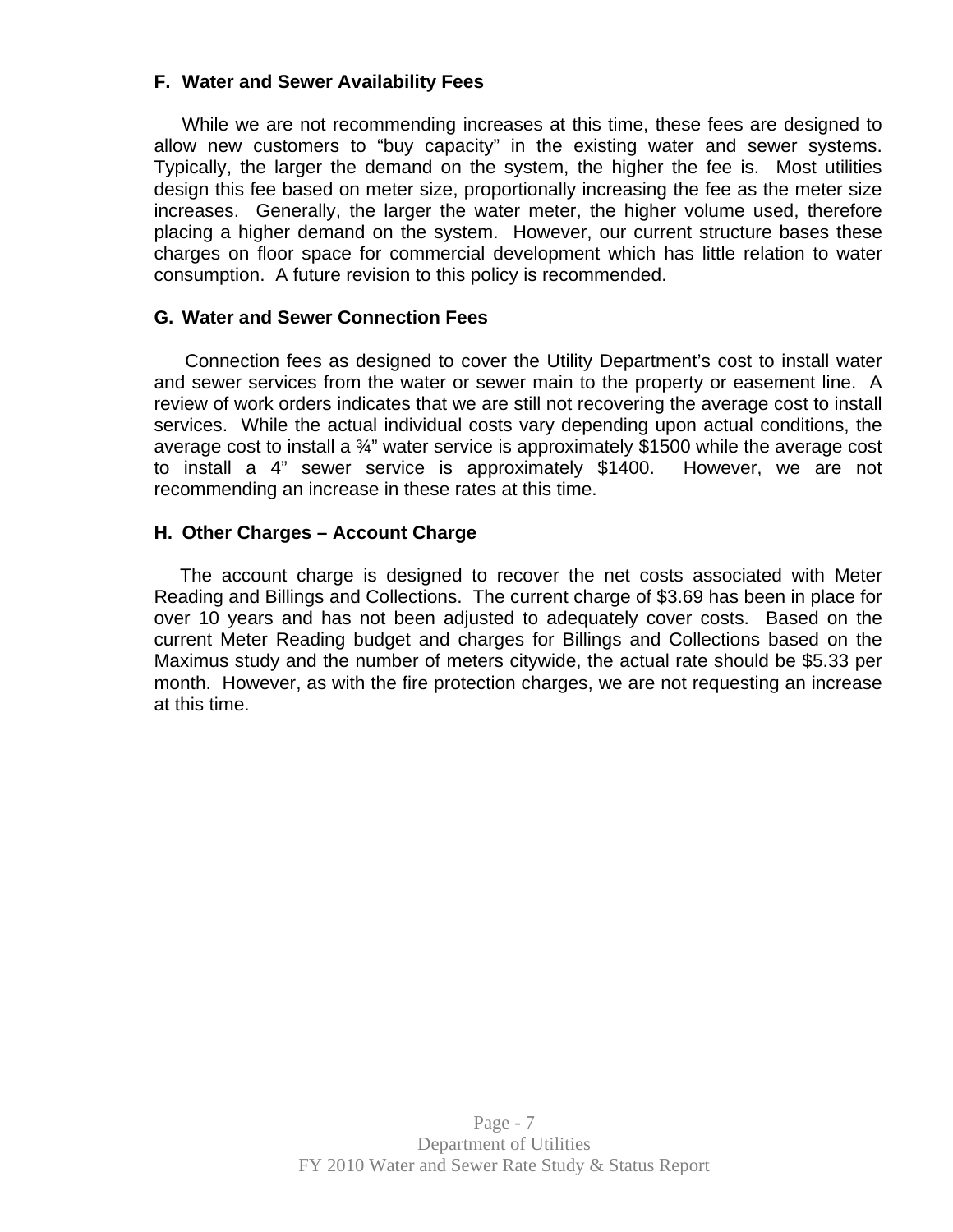### F. Water and Sewer Availability Fees

While we are not recommending increases at this time, these fees are designed to allow new customers to "buy capacity" in the existing water and sewer systems. Typically, the larger the demand on the system, the higher the fee is. Most utilities design this fee based on meter size, proportionally increasing the fee as the meter size increases. Generally, the larger the water meter, the higher volume used, therefore placing a higher demand on the system. However, our current structure bases these charges on floor space for commercial development which has little relation to water consumption. A future revision to this policy is recommended.

### G. Water and Sewer Connection Fees

Connection fees as designed to cover the Utility Department's cost to install water and sewer services from the water or sewer main to the property or easement line. A review of work orders indicates that we are still not recovering the average cost to install services. While the actual individual costs vary depending upon actual conditions, the average cost to install a ¾" water service is approximately $1500 while the average cost to install a 4" sewer service is approximately $1400. However, we are not recommending an increase in these rates at this time.

### H. Other Charges – Account Charge

The account charge is designed to recover the net costs associated with Meter Reading and Billings and Collections. The current charge of $3.69 has been in place for over 10 years and has not been adjusted to adequately cover costs. Based on the current Meter Reading budget and charges for Billings and Collections based on the Maximus study and the number of meters citywide, the actual rate should be $5.33 per month. However, as with the fire protection charges, we are not requesting an increase at this time.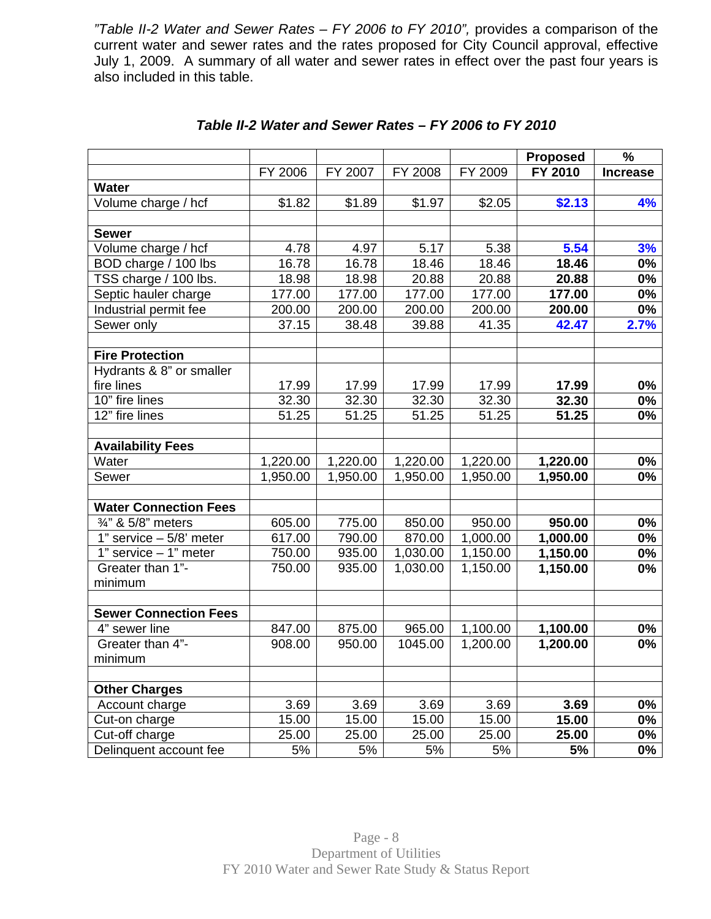*"Table II-2 Water and Sewer Rates – FY 2006 to FY 2010",* provides a comparison of the current water and sewer rates and the rates proposed for City Council approval, effective July 1, 2009. A summary of all water and sewer rates in effect over the past four years is also included in this table.

***Table II-2 Water and Sewer Rates – FY 2006 to FY 2010***

| | FY 2006 | FY 2007 | FY 2008 | FY 2009 | **Proposed FY 2010** | **% Increase** |
|---|---|---|---|---|---|---|
| **Water** | | | | | | |
| Volume charge / hcf | $1.82 | $1.89 | $1.97 | $2.05 | **$2.13** | **4%** |
| | | | | | | |
| **Sewer** | | | | | | |
| Volume charge / hcf | 4.78 | 4.97 | 5.17 | 5.38 | **5.54** | **3%** |
| BOD charge / 100 lbs | 16.78 | 16.78 | 18.46 | 18.46 | **18.46** | **0%** |
| TSS charge / 100 lbs. | 18.98 | 18.98 | 20.88 | 20.88 | **20.88** | **0%** |
| Septic hauler charge | 177.00 | 177.00 | 177.00 | 177.00 | **177.00** | **0%** |
| Industrial permit fee | 200.00 | 200.00 | 200.00 | 200.00 | **200.00** | **0%** |
| Sewer only | 37.15 | 38.48 | 39.88 | 41.35 | **42.47** | **2.7%** |
| | | | | | | |
| **Fire Protection** | | | | | | |
| Hydrants & 8" or smaller fire lines | 17.99 | 17.99 | 17.99 | 17.99 | **17.99** | **0%** |
| 10" fire lines | 32.30 | 32.30 | 32.30 | 32.30 | **32.30** | **0%** |
| 12" fire lines | 51.25 | 51.25 | 51.25 | 51.25 | **51.25** | **0%** |
| | | | | | | |
| **Availability Fees** | | | | | | |
| Water | 1,220.00 | 1,220.00 | 1,220.00 | 1,220.00 | **1,220.00** | **0%** |
| Sewer | 1,950.00 | 1,950.00 | 1,950.00 | 1,950.00 | **1,950.00** | **0%** |
| | | | | | | |
| **Water Connection Fees** | | | | | | |
| ¾" & 5/8" meters | 605.00 | 775.00 | 850.00 | 950.00 | **950.00** | **0%** |
| 1" service – 5/8' meter | 617.00 | 790.00 | 870.00 | 1,000.00 | **1,000.00** | **0%** |
| 1" service – 1" meter | 750.00 | 935.00 | 1,030.00 | 1,150.00 | **1,150.00** | **0%** |
| Greater than 1"-minimum | 750.00 | 935.00 | 1,030.00 | 1,150.00 | **1,150.00** | **0%** |
| | | | | | | |
| **Sewer Connection Fees** | | | | | | |
| 4" sewer line | 847.00 | 875.00 | 965.00 | 1,100.00 | **1,100.00** | **0%** |
| Greater than 4"-minimum | 908.00 | 950.00 | 1045.00 | 1,200.00 | **1,200.00** | **0%** |
| | | | | | | |
| **Other Charges** | | | | | | |
| Account charge | 3.69 | 3.69 | 3.69 | 3.69 | **3.69** | **0%** |
| Cut-on charge | 15.00 | 15.00 | 15.00 | 15.00 | **15.00** | **0%** |
| Cut-off charge | 25.00 | 25.00 | 25.00 | 25.00 | **25.00** | **0%** |
| Delinquent account fee | 5% | 5% | 5% | 5% | **5%** | **0%** |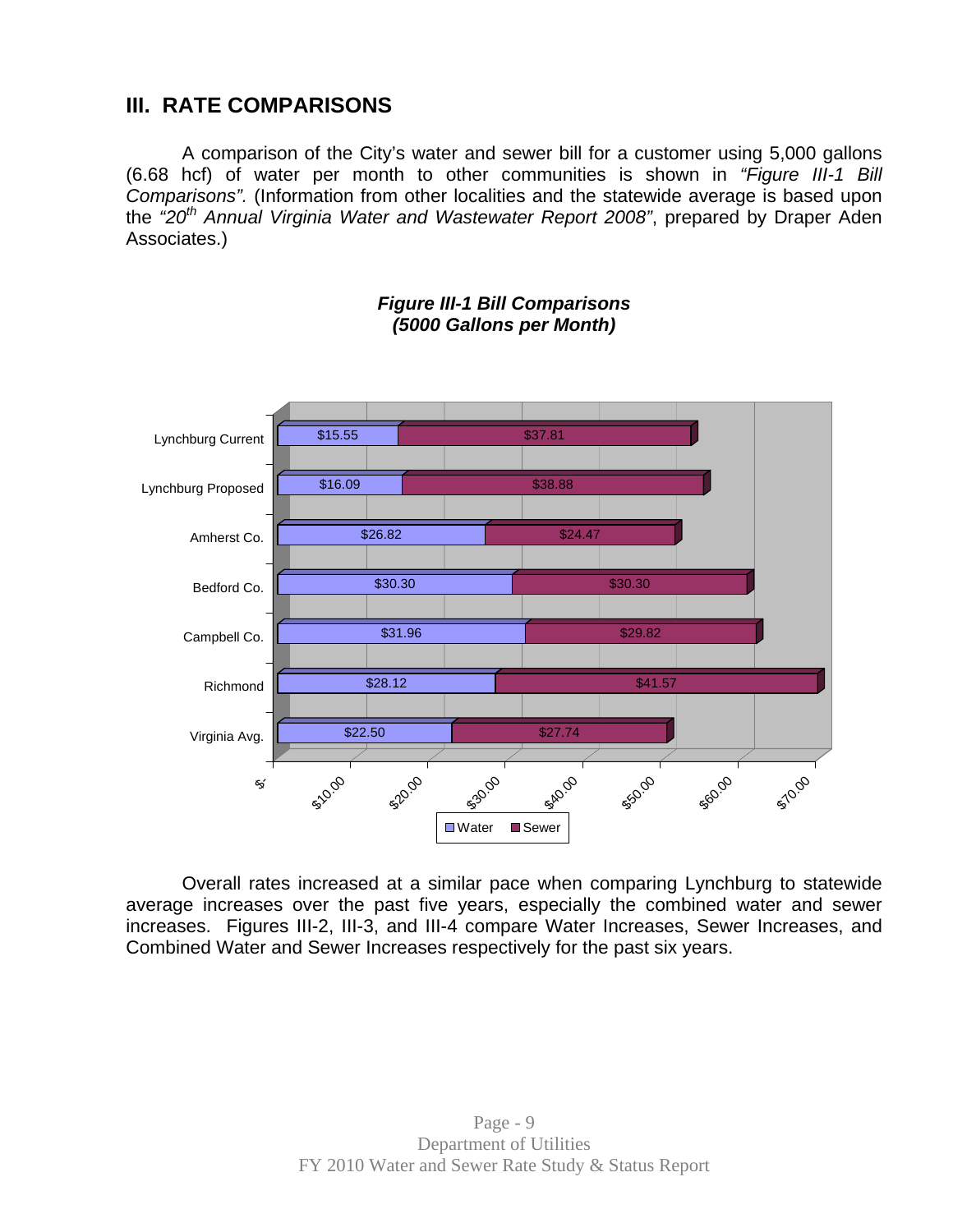## III. RATE COMPARISONS

A comparison of the City's water and sewer bill for a customer using 5,000 gallons (6.68 hcf) of water per month to other communities is shown in *"Figure III-1 Bill Comparisons"*. (Information from other localities and the statewide average is based upon the *"20th Annual Virginia Water and Wastewater Report 2008"*, prepared by Draper Aden Associates.)

***Figure III-1 Bill Comparisons***
***(5000 Gallons per Month)***

Lynchburg Current: $15.55 / $37.81
Lynchburg Proposed: $16.09 / $38.88
Amherst Co.: $26.82 / $24.47
Bedford Co.: $30.30 / $30.30
Campbell Co.: $31.96 / $29.82
Richmond: $28.12 / $41.57
Virginia Avg.: $22.50 / $27.74

$- $10.00 $20.00 $30.00 $40.00 $50.00 $60.00 $70.00

Water  Sewer

Overall rates increased at a similar pace when comparing Lynchburg to statewide average increases over the past five years, especially the combined water and sewer increases. Figures III-2, III-3, and III-4 compare Water Increases, Sewer Increases, and Combined Water and Sewer Increases respectively for the past six years.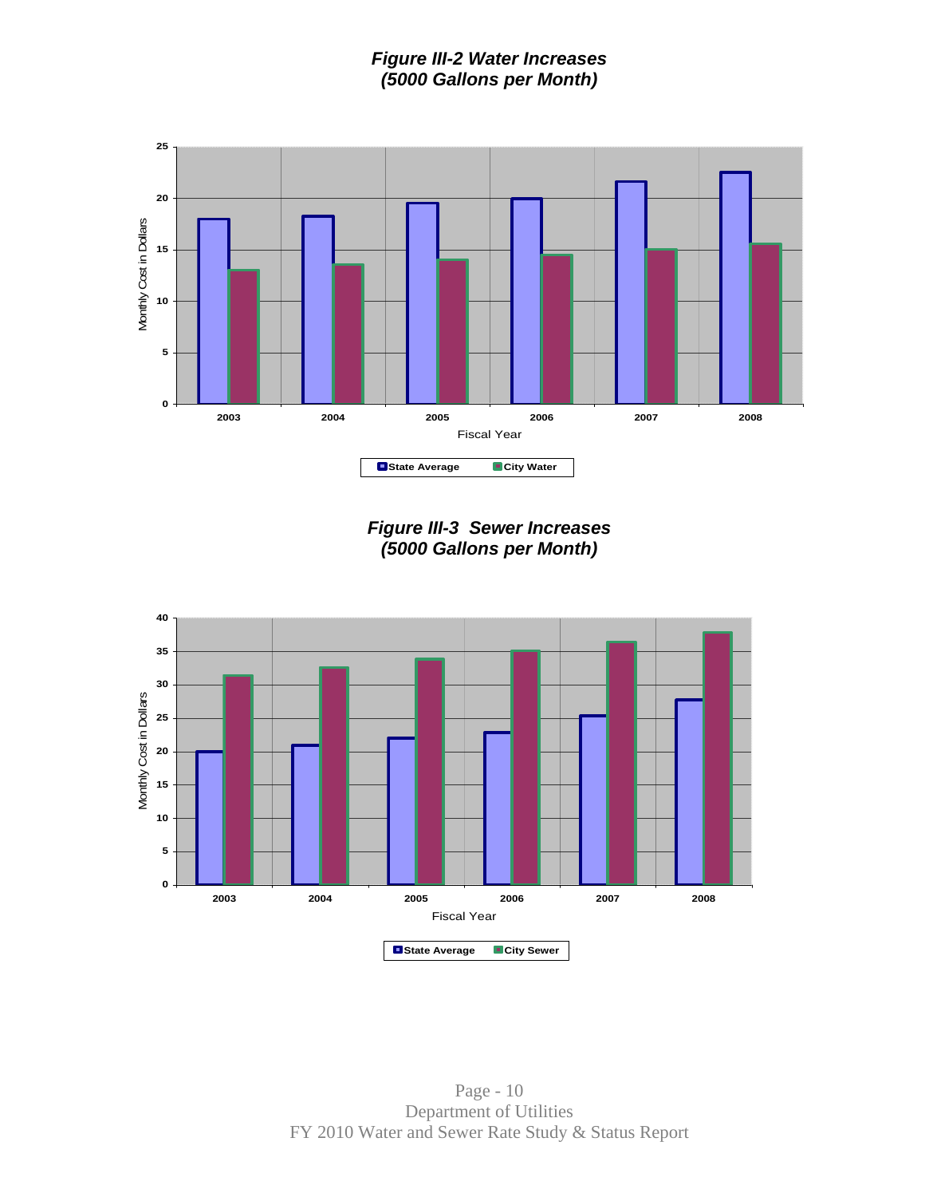***Figure III-2 Water Increases***
***(5000 Gallons per Month)***

25
20
15
10
5
0

Monthly Cost in Dollars

2003
2004
2005
2006
2007
2008

Fiscal Year

State Average
City Water

***Figure III-3 Sewer Increases***
***(5000 Gallons per Month)***

40
35
30
25
20
15
10
5
0

Monthly Cost in Dollars

2003
2004
2005
2006
2007
2008

Fiscal Year

State Average
City Sewer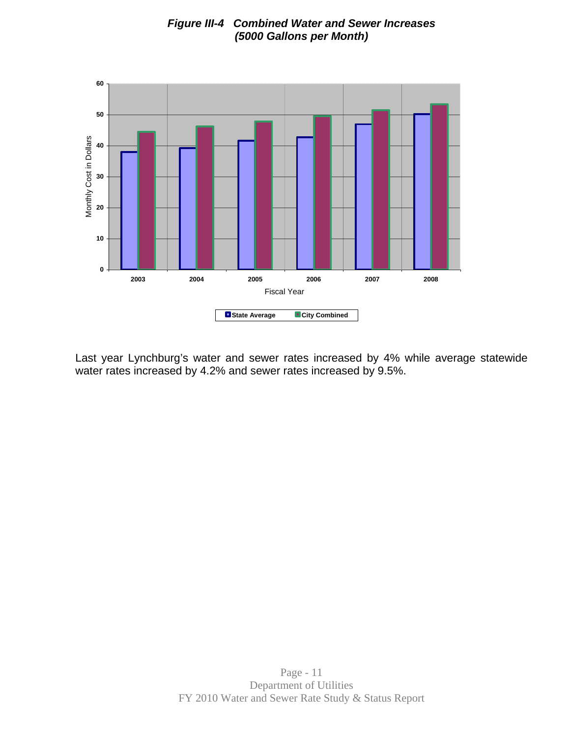***Figure III-4 Combined Water and Sewer Increases (5000 Gallons per Month)***

60
50
40
30
20
10
0

Monthly Cost in Dollars

2003
2004
2005
2006
2007
2008

Fiscal Year

State Average
City Combined

Last year Lynchburg's water and sewer rates increased by 4% while average statewide water rates increased by 4.2% and sewer rates increased by 9.5%.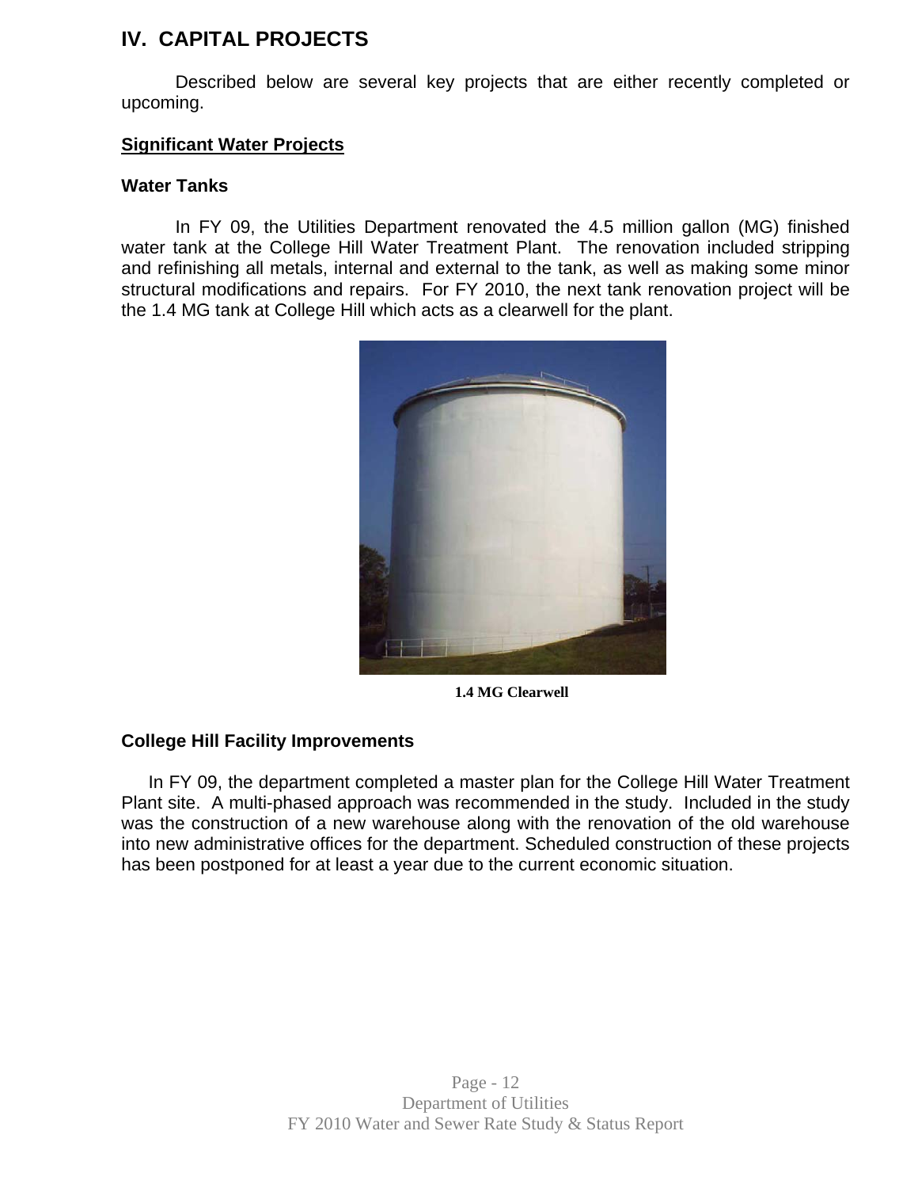# IV. CAPITAL PROJECTS

Described below are several key projects that are either recently completed or upcoming.

**Significant Water Projects**

### Water Tanks

In FY 09, the Utilities Department renovated the 4.5 million gallon (MG) finished water tank at the College Hill Water Treatment Plant. The renovation included stripping and refinishing all metals, internal and external to the tank, as well as making some minor structural modifications and repairs. For FY 2010, the next tank renovation project will be the 1.4 MG tank at College Hill which acts as a clearwell for the plant.

**1.4 MG Clearwell**

### College Hill Facility Improvements

In FY 09, the department completed a master plan for the College Hill Water Treatment Plant site. A multi-phased approach was recommended in the study. Included in the study was the construction of a new warehouse along with the renovation of the old warehouse into new administrative offices for the department. Scheduled construction of these projects has been postponed for at least a year due to the current economic situation.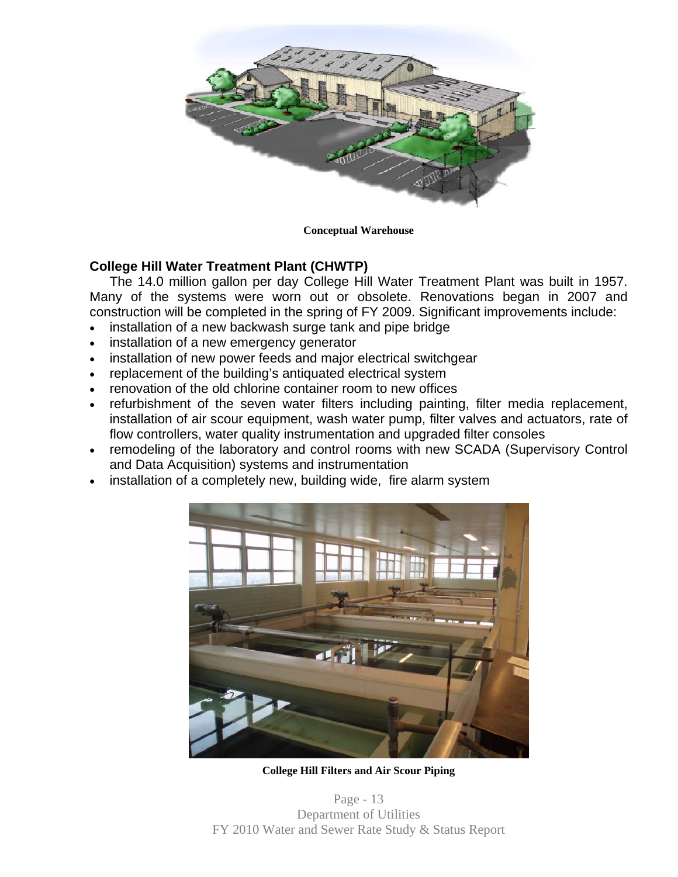Conceptual Warehouse

## College Hill Water Treatment Plant (CHWTP)

The 14.0 million gallon per day College Hill Water Treatment Plant was built in 1957. Many of the systems were worn out or obsolete. Renovations began in 2007 and construction will be completed in the spring of FY 2009. Significant improvements include:

- installation of a new backwash surge tank and pipe bridge
- installation of a new emergency generator
- installation of new power feeds and major electrical switchgear
- replacement of the building's antiquated electrical system
- renovation of the old chlorine container room to new offices
- refurbishment of the seven water filters including painting, filter media replacement, installation of air scour equipment, wash water pump, filter valves and actuators, rate of flow controllers, water quality instrumentation and upgraded filter consoles
- remodeling of the laboratory and control rooms with new SCADA (Supervisory Control and Data Acquisition) systems and instrumentation
- installation of a completely new, building wide, fire alarm system

College Hill Filters and Air Scour Piping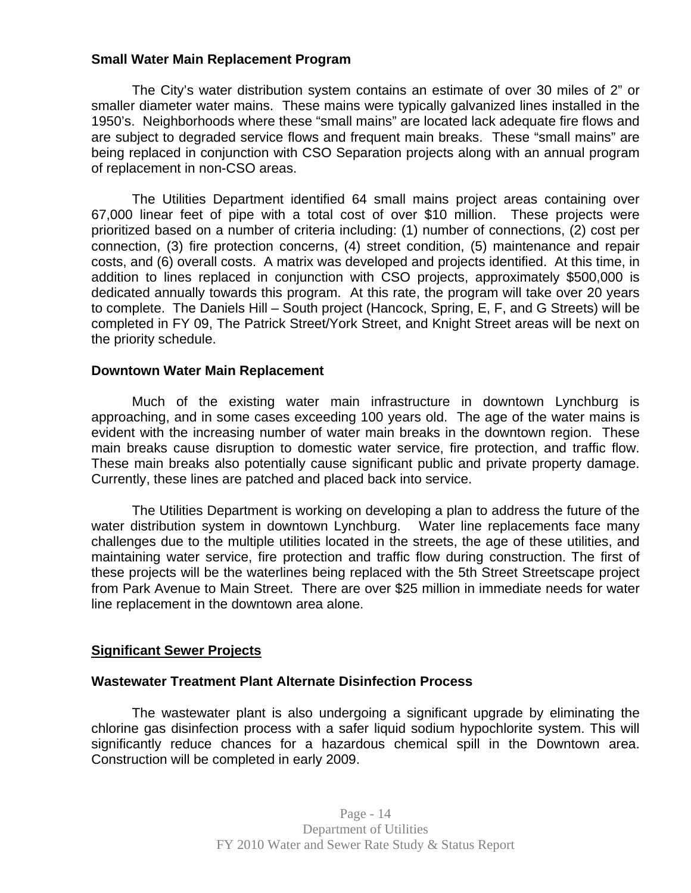### Small Water Main Replacement Program

The City's water distribution system contains an estimate of over 30 miles of 2" or smaller diameter water mains. These mains were typically galvanized lines installed in the 1950's. Neighborhoods where these "small mains" are located lack adequate fire flows and are subject to degraded service flows and frequent main breaks. These "small mains" are being replaced in conjunction with CSO Separation projects along with an annual program of replacement in non-CSO areas.

The Utilities Department identified 64 small mains project areas containing over 67,000 linear feet of pipe with a total cost of over $10 million. These projects were prioritized based on a number of criteria including: (1) number of connections, (2) cost per connection, (3) fire protection concerns, (4) street condition, (5) maintenance and repair costs, and (6) overall costs. A matrix was developed and projects identified. At this time, in addition to lines replaced in conjunction with CSO projects, approximately $500,000 is dedicated annually towards this program. At this rate, the program will take over 20 years to complete. The Daniels Hill – South project (Hancock, Spring, E, F, and G Streets) will be completed in FY 09, The Patrick Street/York Street, and Knight Street areas will be next on the priority schedule.

### Downtown Water Main Replacement

Much of the existing water main infrastructure in downtown Lynchburg is approaching, and in some cases exceeding 100 years old. The age of the water mains is evident with the increasing number of water main breaks in the downtown region. These main breaks cause disruption to domestic water service, fire protection, and traffic flow. These main breaks also potentially cause significant public and private property damage. Currently, these lines are patched and placed back into service.

The Utilities Department is working on developing a plan to address the future of the water distribution system in downtown Lynchburg. Water line replacements face many challenges due to the multiple utilities located in the streets, the age of these utilities, and maintaining water service, fire protection and traffic flow during construction. The first of these projects will be the waterlines being replaced with the 5th Street Streetscape project from Park Avenue to Main Street. There are over $25 million in immediate needs for water line replacement in the downtown area alone.

## Significant Sewer Projects

### Wastewater Treatment Plant Alternate Disinfection Process

The wastewater plant is also undergoing a significant upgrade by eliminating the chlorine gas disinfection process with a safer liquid sodium hypochlorite system. This will significantly reduce chances for a hazardous chemical spill in the Downtown area. Construction will be completed in early 2009.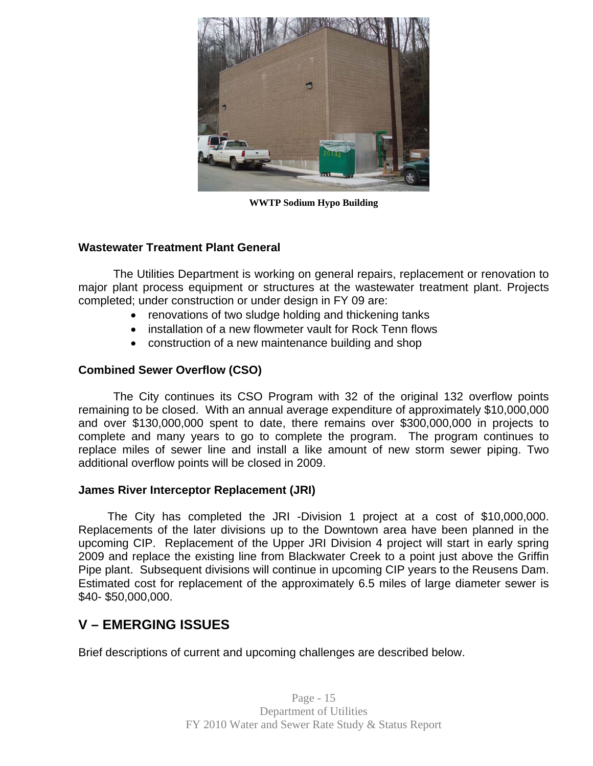WWTP Sodium Hypo Building

### Wastewater Treatment Plant General

The Utilities Department is working on general repairs, replacement or renovation to major plant process equipment or structures at the wastewater treatment plant. Projects completed; under construction or under design in FY 09 are:

- renovations of two sludge holding and thickening tanks
- installation of a new flowmeter vault for Rock Tenn flows
- construction of a new maintenance building and shop

### Combined Sewer Overflow (CSO)

The City continues its CSO Program with 32 of the original 132 overflow points remaining to be closed. With an annual average expenditure of approximately $10,000,000 and over $130,000,000 spent to date, there remains over $300,000,000 in projects to complete and many years to go to complete the program. The program continues to replace miles of sewer line and install a like amount of new storm sewer piping. Two additional overflow points will be closed in 2009.

### James River Interceptor Replacement (JRI)

The City has completed the JRI -Division 1 project at a cost of $10,000,000. Replacements of the later divisions up to the Downtown area have been planned in the upcoming CIP. Replacement of the Upper JRI Division 4 project will start in early spring 2009 and replace the existing line from Blackwater Creek to a point just above the Griffin Pipe plant. Subsequent divisions will continue in upcoming CIP years to the Reusens Dam. Estimated cost for replacement of the approximately 6.5 miles of large diameter sewer is $40- $50,000,000.

## V – EMERGING ISSUES

Brief descriptions of current and upcoming challenges are described below.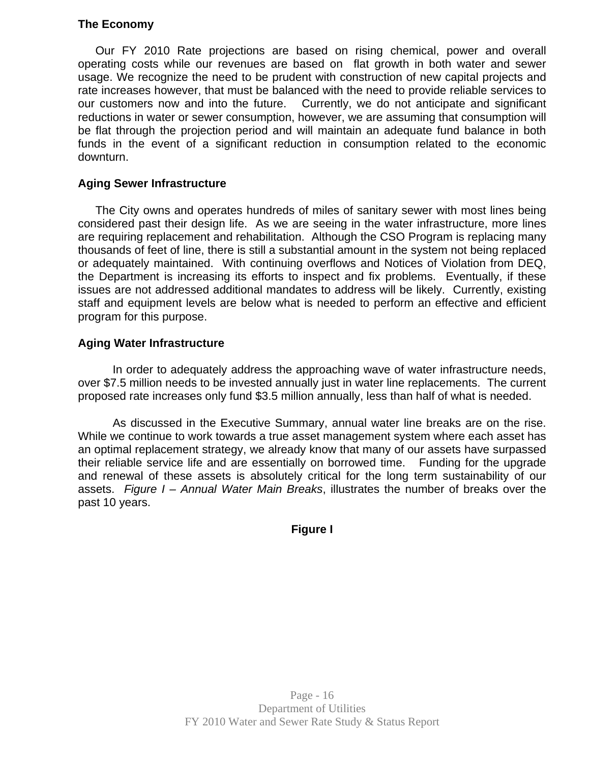**The Economy**

Our FY 2010 Rate projections are based on rising chemical, power and overall operating costs while our revenues are based on flat growth in both water and sewer usage. We recognize the need to be prudent with construction of new capital projects and rate increases however, that must be balanced with the need to provide reliable services to our customers now and into the future. Currently, we do not anticipate and significant reductions in water or sewer consumption, however, we are assuming that consumption will be flat through the projection period and will maintain an adequate fund balance in both funds in the event of a significant reduction in consumption related to the economic downturn.

**Aging Sewer Infrastructure**

The City owns and operates hundreds of miles of sanitary sewer with most lines being considered past their design life. As we are seeing in the water infrastructure, more lines are requiring replacement and rehabilitation. Although the CSO Program is replacing many thousands of feet of line, there is still a substantial amount in the system not being replaced or adequately maintained. With continuing overflows and Notices of Violation from DEQ, the Department is increasing its efforts to inspect and fix problems. Eventually, if these issues are not addressed additional mandates to address will be likely. Currently, existing staff and equipment levels are below what is needed to perform an effective and efficient program for this purpose.

**Aging Water Infrastructure**

In order to adequately address the approaching wave of water infrastructure needs, over $7.5 million needs to be invested annually just in water line replacements. The current proposed rate increases only fund $3.5 million annually, less than half of what is needed.

As discussed in the Executive Summary, annual water line breaks are on the rise. While we continue to work towards a true asset management system where each asset has an optimal replacement strategy, we already know that many of our assets have surpassed their reliable service life and are essentially on borrowed time. Funding for the upgrade and renewal of these assets is absolutely critical for the long term sustainability of our assets. *Figure I – Annual Water Main Breaks*, illustrates the number of breaks over the past 10 years.

**Figure I**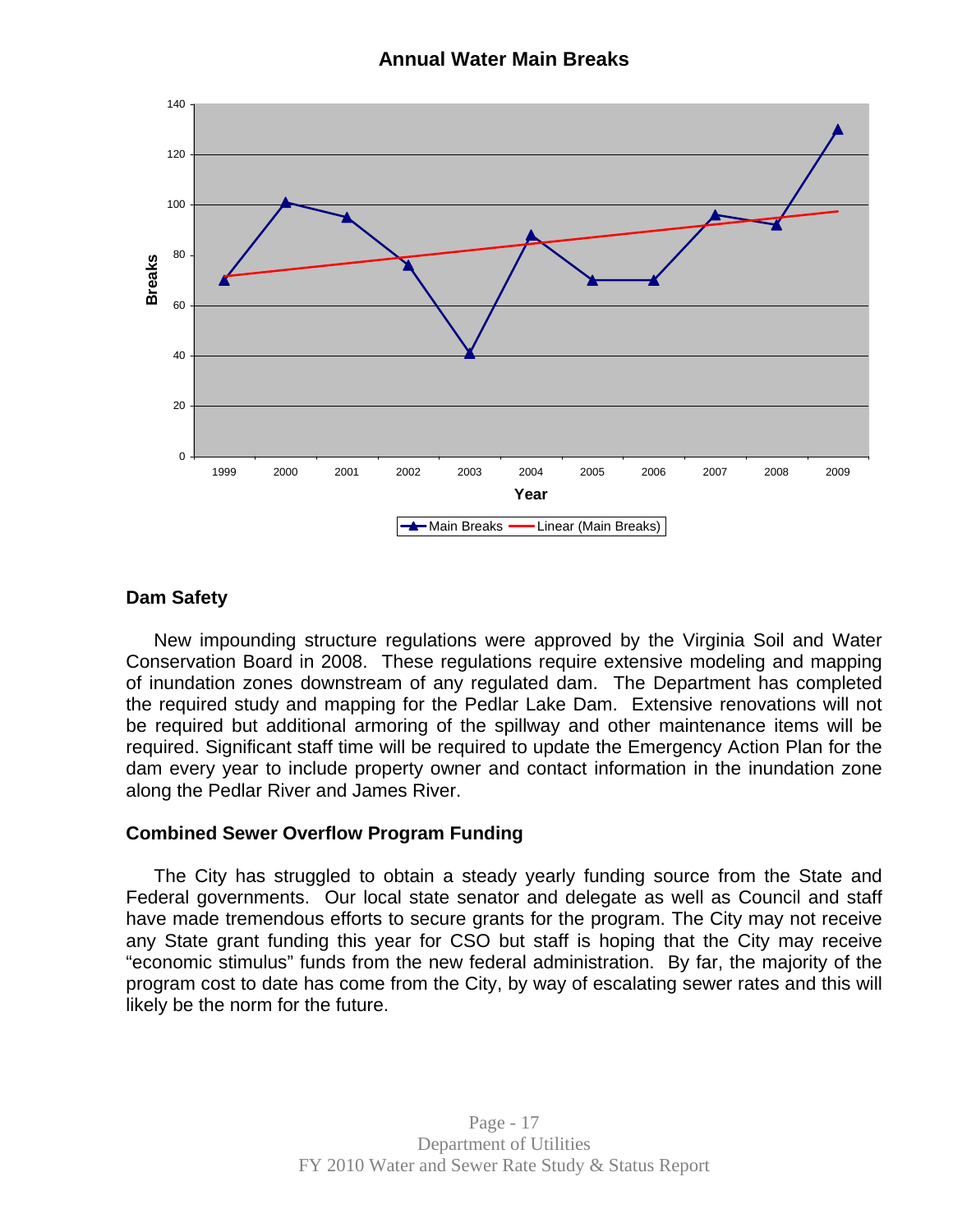## Annual Water Main Breaks

Breaks

140
120
100
80
60
40
20
0

1999 2000 2001 2002 2003 2004 2005 2006 2007 2008 2009

Year

Main Breaks — Linear (Main Breaks)

### Dam Safety

New impounding structure regulations were approved by the Virginia Soil and Water Conservation Board in 2008. These regulations require extensive modeling and mapping of inundation zones downstream of any regulated dam. The Department has completed the required study and mapping for the Pedlar Lake Dam. Extensive renovations will not be required but additional armoring of the spillway and other maintenance items will be required. Significant staff time will be required to update the Emergency Action Plan for the dam every year to include property owner and contact information in the inundation zone along the Pedlar River and James River.

### Combined Sewer Overflow Program Funding

The City has struggled to obtain a steady yearly funding source from the State and Federal governments. Our local state senator and delegate as well as Council and staff have made tremendous efforts to secure grants for the program. The City may not receive any State grant funding this year for CSO but staff is hoping that the City may receive "economic stimulus" funds from the new federal administration. By far, the majority of the program cost to date has come from the City, by way of escalating sewer rates and this will likely be the norm for the future.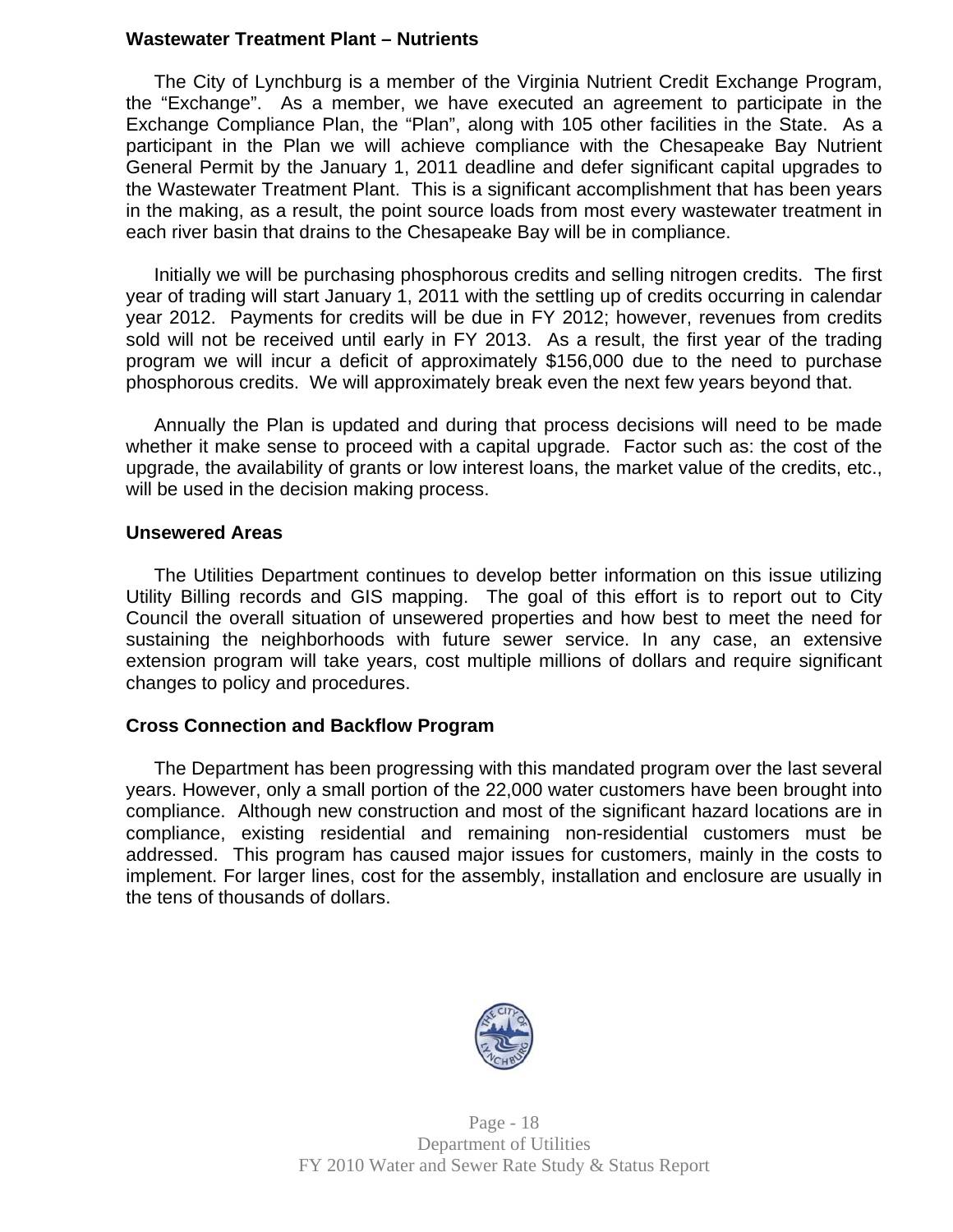**Wastewater Treatment Plant – Nutrients**

The City of Lynchburg is a member of the Virginia Nutrient Credit Exchange Program, the "Exchange". As a member, we have executed an agreement to participate in the Exchange Compliance Plan, the "Plan", along with 105 other facilities in the State. As a participant in the Plan we will achieve compliance with the Chesapeake Bay Nutrient General Permit by the January 1, 2011 deadline and defer significant capital upgrades to the Wastewater Treatment Plant. This is a significant accomplishment that has been years in the making, as a result, the point source loads from most every wastewater treatment in each river basin that drains to the Chesapeake Bay will be in compliance.

Initially we will be purchasing phosphorous credits and selling nitrogen credits. The first year of trading will start January 1, 2011 with the settling up of credits occurring in calendar year 2012. Payments for credits will be due in FY 2012; however, revenues from credits sold will not be received until early in FY 2013. As a result, the first year of the trading program we will incur a deficit of approximately $156,000 due to the need to purchase phosphorous credits. We will approximately break even the next few years beyond that.

Annually the Plan is updated and during that process decisions will need to be made whether it make sense to proceed with a capital upgrade. Factor such as: the cost of the upgrade, the availability of grants or low interest loans, the market value of the credits, etc., will be used in the decision making process.

**Unsewered Areas**

The Utilities Department continues to develop better information on this issue utilizing Utility Billing records and GIS mapping. The goal of this effort is to report out to City Council the overall situation of unsewered properties and how best to meet the need for sustaining the neighborhoods with future sewer service. In any case, an extensive extension program will take years, cost multiple millions of dollars and require significant changes to policy and procedures.

**Cross Connection and Backflow Program**

The Department has been progressing with this mandated program over the last several years. However, only a small portion of the 22,000 water customers have been brought into compliance. Although new construction and most of the significant hazard locations are in compliance, existing residential and remaining non-residential customers must be addressed. This program has caused major issues for customers, mainly in the costs to implement. For larger lines, cost for the assembly, installation and enclosure are usually in the tens of thousands of dollars.